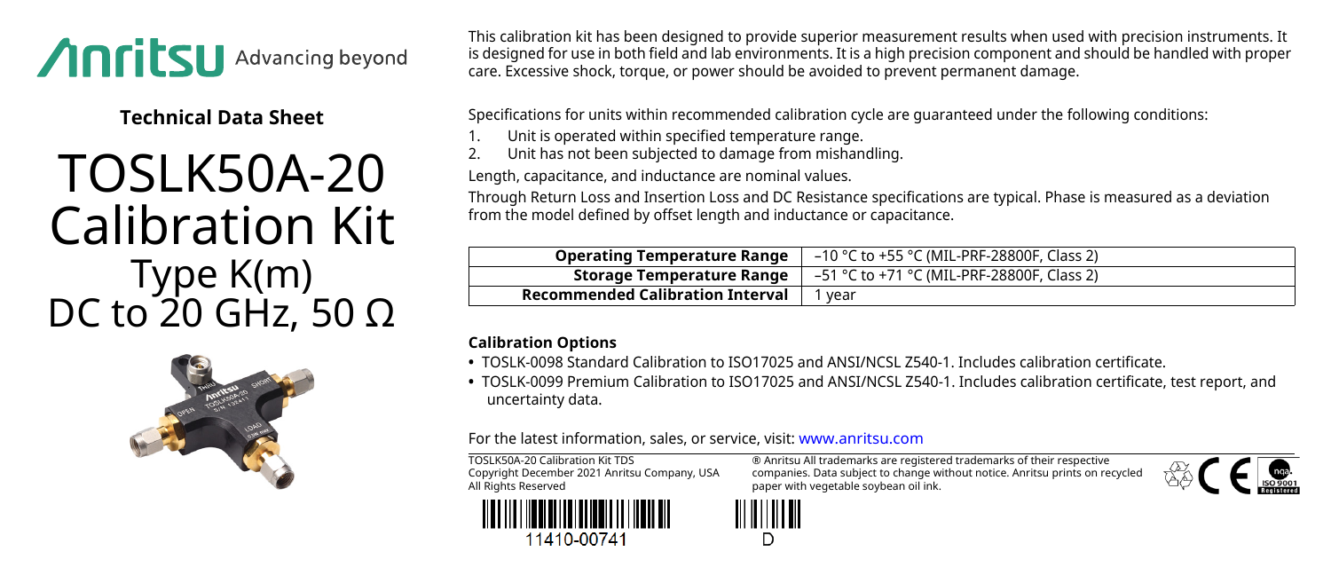Anritsu Advancing beyond

**Technical Data Sheet**

# TOSLK50A-20 Calibration Kit

## Type K(m)
## DC to 20 GHz, 50 Ω

This calibration kit has been designed to provide superior measurement results when used with precision instruments. It is designed for use in both field and lab environments. It is a high precision component and should be handled with proper care. Excessive shock, torque, or power should be avoided to prevent permanent damage.

Specifications for units within recommended calibration cycle are guaranteed under the following conditions:

1. Unit is operated within specified temperature range.
2. Unit has not been subjected to damage from mishandling.

Length, capacitance, and inductance are nominal values.

Through Return Loss and Insertion Loss and DC Resistance specifications are typical. Phase is measured as a deviation from the model defined by offset length and inductance or capacitance.

| | |
|---|---|
| **Operating Temperature Range** | –10 °C to +55 °C (MIL-PRF-28800F, Class 2) |
| **Storage Temperature Range** | –51 °C to +71 °C (MIL-PRF-28800F, Class 2) |
| **Recommended Calibration Interval** | 1 year |

### Calibration Options

- TOSLK-0098 Standard Calibration to ISO17025 and ANSI/NCSL Z540-1. Includes calibration certificate.
- TOSLK-0099 Premium Calibration to ISO17025 and ANSI/NCSL Z540-1. Includes calibration certificate, test report, and uncertainty data.

For the latest information, sales, or service, visit: www.anritsu.com

TOSLK50A-20 Calibration Kit TDS
Copyright December 2021 Anritsu Company, USA
All Rights Reserved

® Anritsu All trademarks are registered trademarks of their respective companies. Data subject to change without notice. Anritsu prints on recycled paper with vegetable soybean oil ink.

11410-00741

D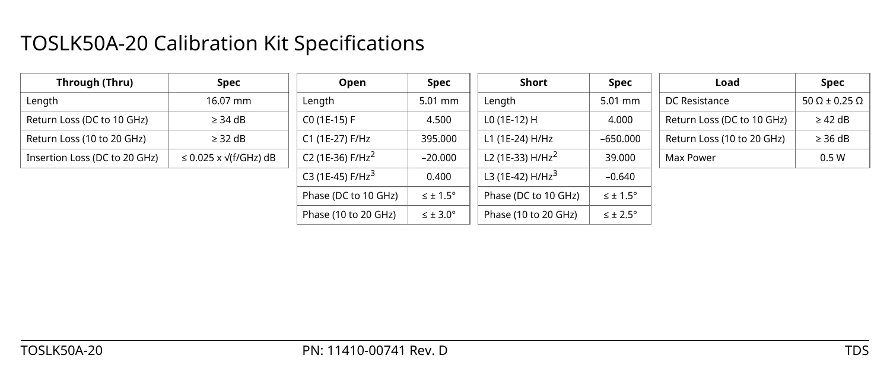# TOSLK50A-20 Calibration Kit Specifications

| Through (Thru) | Spec |
|---|---|
| Length | 16.07 mm |
| Return Loss (DC to 10 GHz) | ≥ 34 dB |
| Return Loss (10 to 20 GHz) | ≥ 32 dB |
| Insertion Loss (DC to 20 GHz) | ≤ 0.025 x √(f/GHz) dB |

| Open | Spec |
|---|---|
| Length | 5.01 mm |
| C0 (1E-15) F | 4.500 |
| C1 (1E-27) F/Hz | 395.000 |
| C2 (1E-36) F/Hz$^2$ | –20.000 |
| C3 (1E-45) F/Hz$^3$ | 0.400 |
| Phase (DC to 10 GHz) | ≤ ± 1.5° |
| Phase (10 to 20 GHz) | ≤ ± 3.0° |

| Short | Spec |
|---|---|
| Length | 5.01 mm |
| L0 (1E-12) H | 4.000 |
| L1 (1E-24) H/Hz | –650.000 |
| L2 (1E-33) H/Hz$^2$ | 39.000 |
| L3 (1E-42) H/Hz$^3$ | –0.640 |
| Phase (DC to 10 GHz) | ≤ ± 1.5° |
| Phase (10 to 20 GHz) | ≤ ± 2.5° |

| Load | Spec |
|---|---|
| DC Resistance | 50 Ω ± 0.25 Ω |
| Return Loss (DC to 10 GHz) | ≥ 42 dB |
| Return Loss (10 to 20 GHz) | ≥ 36 dB |
| Max Power | 0.5 W |

TOSLK50A-20 PN: 11410-00741 Rev. D TDS